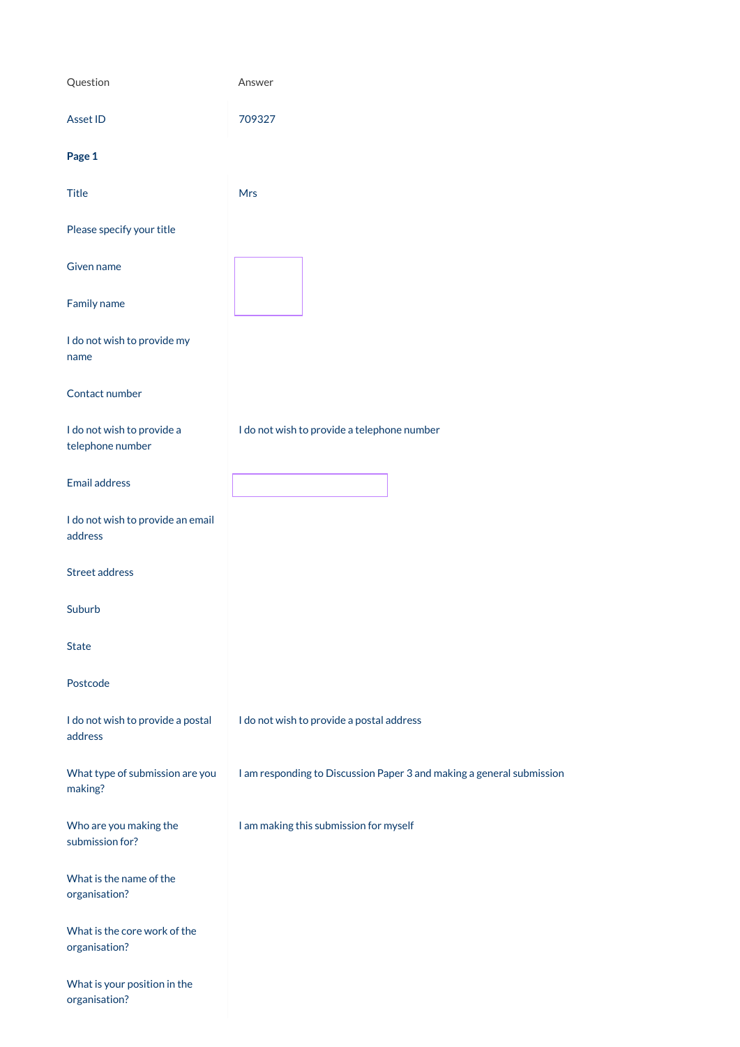| Question | Answer |
| --- | --- |
| Asset ID | 709327 |
| **Page 1** | |
| Title | Mrs |
| Please specify your title | |
| Given name | |
| Family name | |
| I do not wish to provide my name | |
| Contact number | |
| I do not wish to provide a telephone number | I do not wish to provide a telephone number |
| Email address | |
| I do not wish to provide an email address | |
| Street address | |
| Suburb | |
| State | |
| Postcode | |
| I do not wish to provide a postal address | I do not wish to provide a postal address |
| What type of submission are you making? | I am responding to Discussion Paper 3 and making a general submission |
| Who are you making the submission for? | I am making this submission for myself |
| What is the name of the organisation? | |
| What is the core work of the organisation? | |
| What is your position in the organisation? | |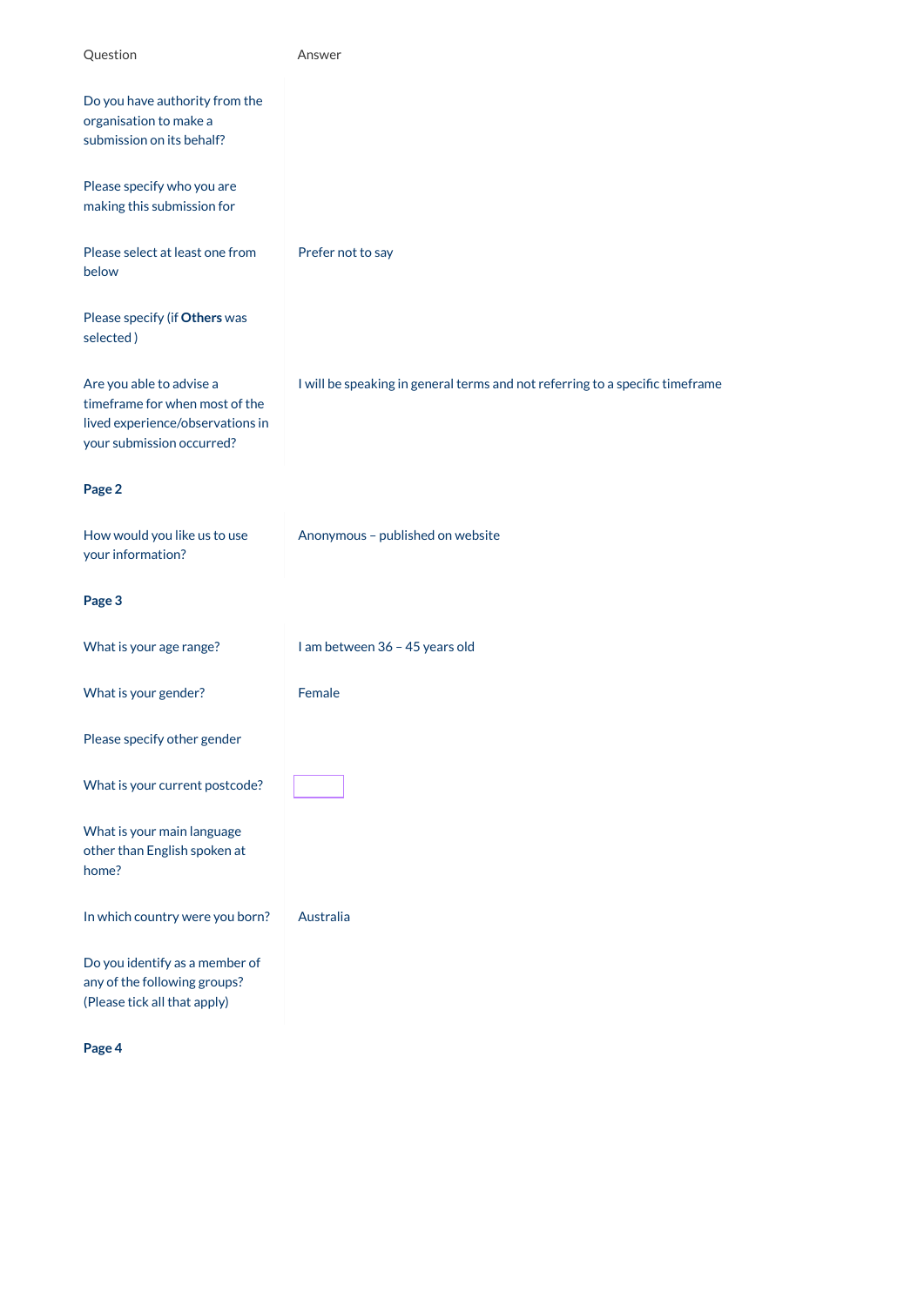| Question | Answer |
| --- | --- |
| Do you have authority from the organisation to make a submission on its behalf? | |
| Please specify who you are making this submission for | |
| Please select at least one from below | Prefer not to say |
| Please specify (if **Others** was selected ) | |
| Are you able to advise a timeframe for when most of the lived experience/observations in your submission occurred? | I will be speaking in general terms and not referring to a specific timeframe |
| **Page 2** | |
| How would you like us to use your information? | Anonymous – published on website |
| **Page 3** | |
| What is your age range? | I am between 36 – 45 years old |
| What is your gender? | Female |
| Please specify other gender | |
| What is your current postcode? | |
| What is your main language other than English spoken at home? | |
| In which country were you born? | Australia |
| Do you identify as a member of any of the following groups? (Please tick all that apply) | |
| **Page 4** | |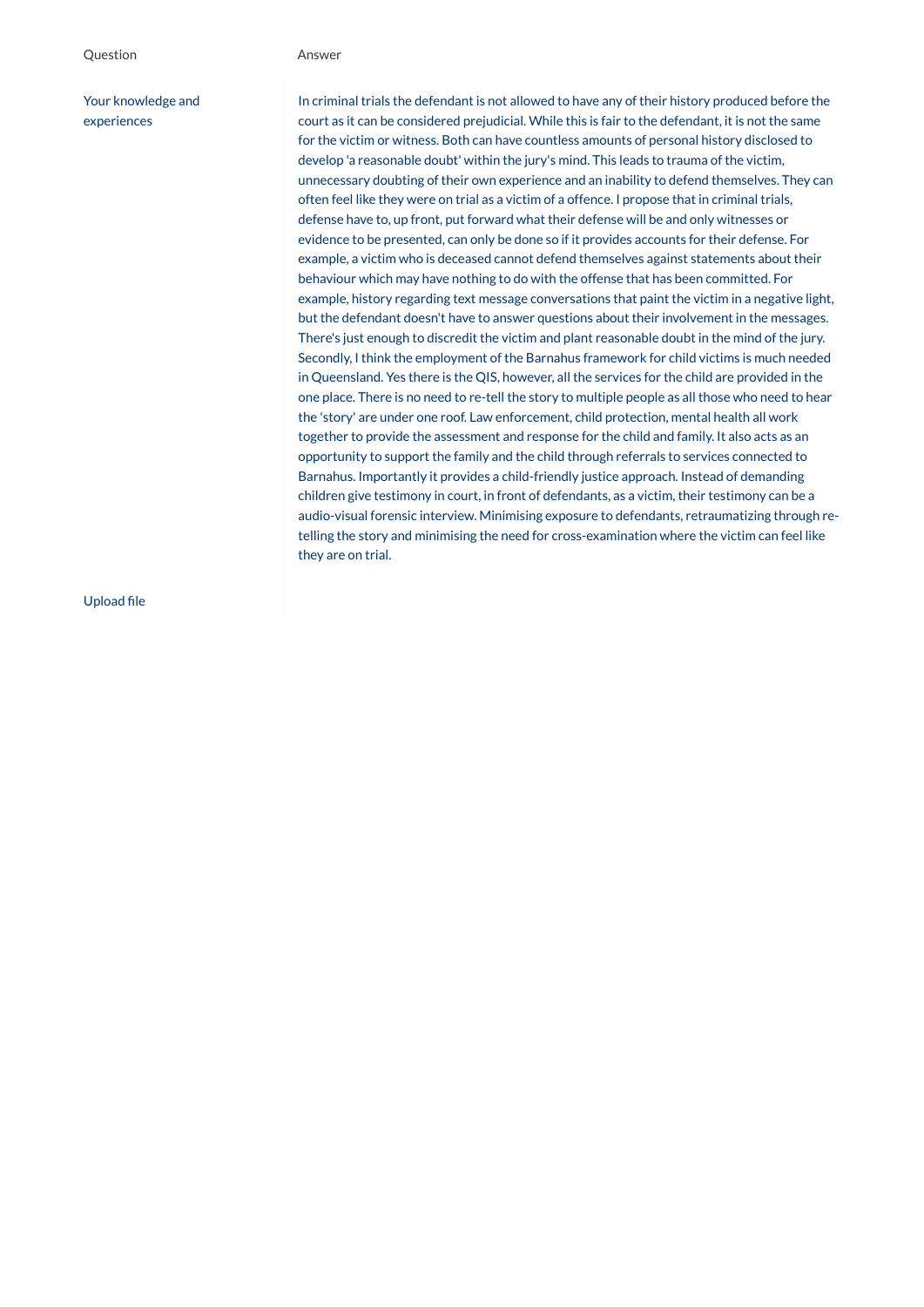| Question | Answer |
| --- | --- |
| Your knowledge and experiences | In criminal trials the defendant is not allowed to have any of their history produced before the court as it can be considered prejudicial. While this is fair to the defendant, it is not the same for the victim or witness. Both can have countless amounts of personal history disclosed to develop 'a reasonable doubt' within the jury's mind. This leads to trauma of the victim, unnecessary doubting of their own experience and an inability to defend themselves. They can often feel like they were on trial as a victim of a offence. I propose that in criminal trials, defense have to, up front, put forward what their defense will be and only witnesses or evidence to be presented, can only be done so if it provides accounts for their defense. For example, a victim who is deceased cannot defend themselves against statements about their behaviour which may have nothing to do with the offense that has been committed. For example, history regarding text message conversations that paint the victim in a negative light, but the defendant doesn't have to answer questions about their involvement in the messages. There's just enough to discredit the victim and plant reasonable doubt in the mind of the jury. Secondly, I think the employment of the Barnahus framework for child victims is much needed in Queensland. Yes there is the QIS, however, all the services for the child are provided in the one place. There is no need to re-tell the story to multiple people as all those who need to hear the 'story' are under one roof. Law enforcement, child protection, mental health all work together to provide the assessment and response for the child and family. It also acts as an opportunity to support the family and the child through referrals to services connected to Barnahus. Importantly it provides a child-friendly justice approach. Instead of demanding children give testimony in court, in front of defendants, as a victim, their testimony can be a audio-visual forensic interview. Minimising exposure to defendants, retraumatizing through re-telling the story and minimising the need for cross-examination where the victim can feel like they are on trial. |
| Upload file | |